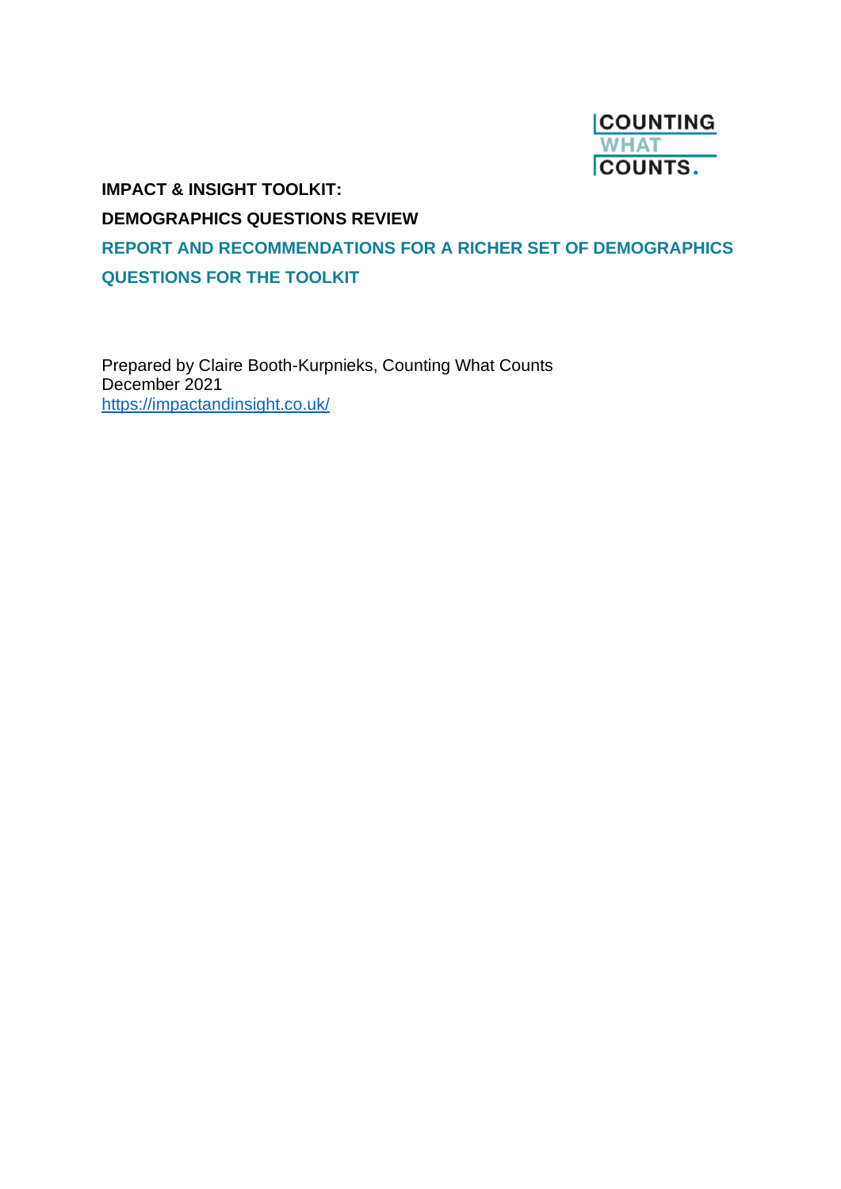COUNTING WHAT COUNTS.

# IMPACT & INSIGHT TOOLKIT:

# DEMOGRAPHICS QUESTIONS REVIEW

## REPORT AND RECOMMENDATIONS FOR A RICHER SET OF DEMOGRAPHICS QUESTIONS FOR THE TOOLKIT

Prepared by Claire Booth-Kurpnieks, Counting What Counts
December 2021
https://impactandinsight.co.uk/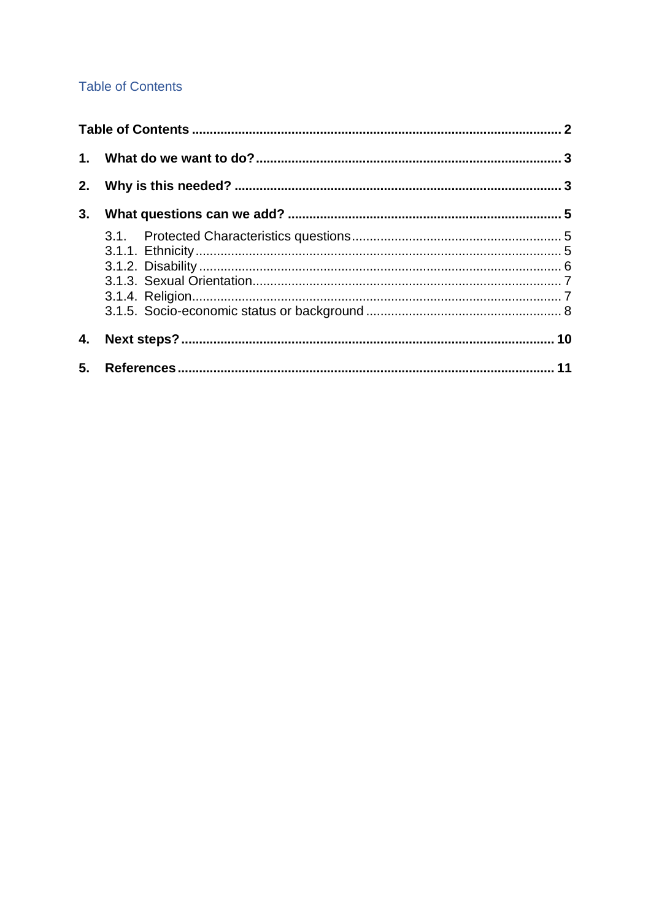## Table of Contents

**Table of Contents** .......... **2**

**1. What do we want to do?** .......... **3**

**2. Why is this needed?** .......... **3**

**3. What questions can we add?** .......... **5**

- 3.1. Protected Characteristics questions .......... 5
- 3.1.1. Ethnicity .......... 5
- 3.1.2. Disability .......... 6
- 3.1.3. Sexual Orientation .......... 7
- 3.1.4. Religion .......... 7
- 3.1.5. Socio-economic status or background .......... 8

**4. Next steps?** .......... **10**

**5. References** .......... **11**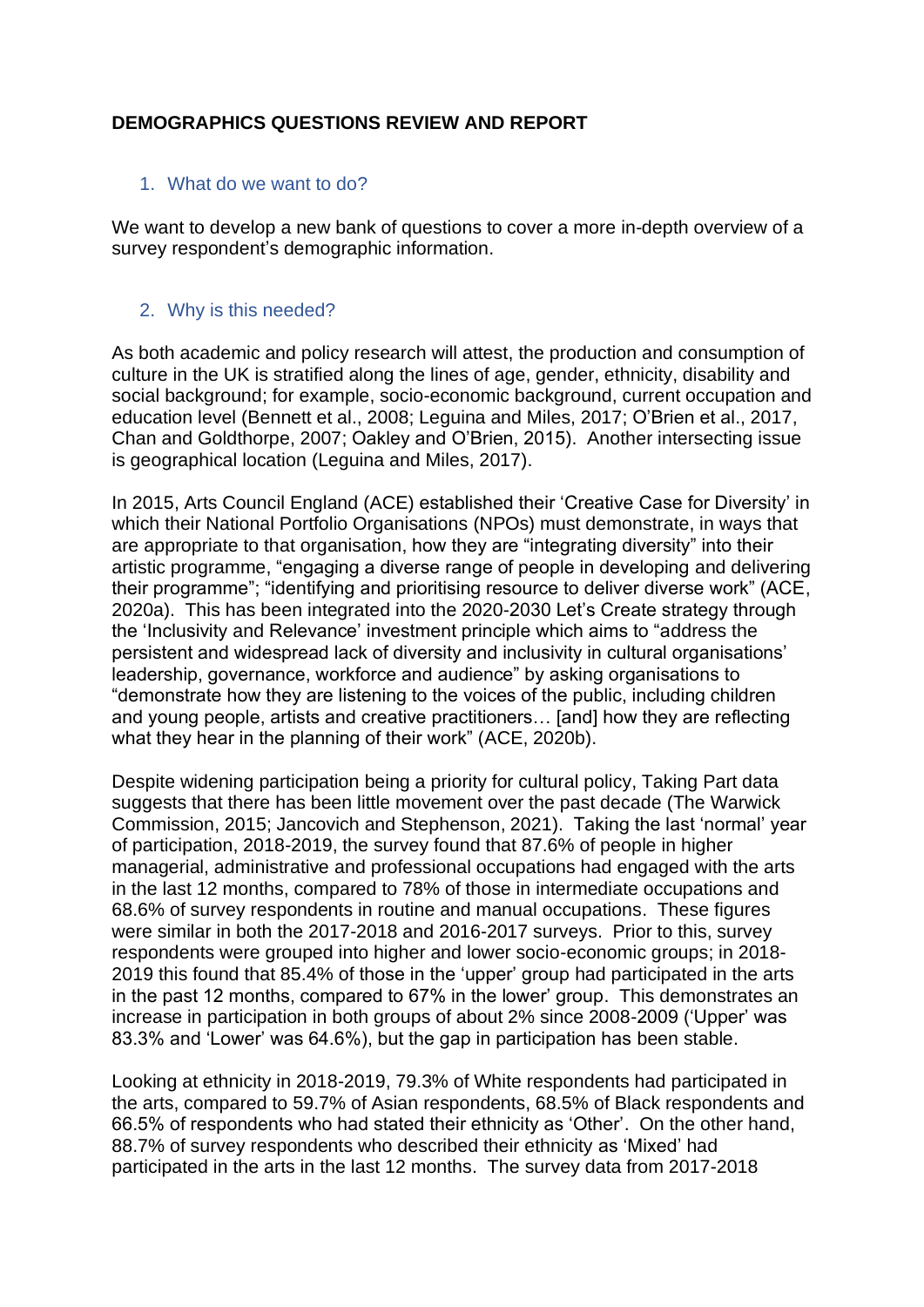**DEMOGRAPHICS QUESTIONS REVIEW AND REPORT**

## 1. What do we want to do?

We want to develop a new bank of questions to cover a more in-depth overview of a survey respondent's demographic information.

## 2. Why is this needed?

As both academic and policy research will attest, the production and consumption of culture in the UK is stratified along the lines of age, gender, ethnicity, disability and social background; for example, socio-economic background, current occupation and education level (Bennett et al., 2008; Leguina and Miles, 2017; O'Brien et al., 2017, Chan and Goldthorpe, 2007; Oakley and O'Brien, 2015). Another intersecting issue is geographical location (Leguina and Miles, 2017).

In 2015, Arts Council England (ACE) established their 'Creative Case for Diversity' in which their National Portfolio Organisations (NPOs) must demonstrate, in ways that are appropriate to that organisation, how they are "integrating diversity" into their artistic programme, "engaging a diverse range of people in developing and delivering their programme"; "identifying and prioritising resource to deliver diverse work" (ACE, 2020a). This has been integrated into the 2020-2030 Let's Create strategy through the 'Inclusivity and Relevance' investment principle which aims to "address the persistent and widespread lack of diversity and inclusivity in cultural organisations' leadership, governance, workforce and audience" by asking organisations to "demonstrate how they are listening to the voices of the public, including children and young people, artists and creative practitioners… [and] how they are reflecting what they hear in the planning of their work" (ACE, 2020b).

Despite widening participation being a priority for cultural policy, Taking Part data suggests that there has been little movement over the past decade (The Warwick Commission, 2015; Jancovich and Stephenson, 2021). Taking the last 'normal' year of participation, 2018-2019, the survey found that 87.6% of people in higher managerial, administrative and professional occupations had engaged with the arts in the last 12 months, compared to 78% of those in intermediate occupations and 68.6% of survey respondents in routine and manual occupations. These figures were similar in both the 2017-2018 and 2016-2017 surveys. Prior to this, survey respondents were grouped into higher and lower socio-economic groups; in 2018-2019 this found that 85.4% of those in the 'upper' group had participated in the arts in the past 12 months, compared to 67% in the lower' group. This demonstrates an increase in participation in both groups of about 2% since 2008-2009 ('Upper' was 83.3% and 'Lower' was 64.6%), but the gap in participation has been stable.

Looking at ethnicity in 2018-2019, 79.3% of White respondents had participated in the arts, compared to 59.7% of Asian respondents, 68.5% of Black respondents and 66.5% of respondents who had stated their ethnicity as 'Other'. On the other hand, 88.7% of survey respondents who described their ethnicity as 'Mixed' had participated in the arts in the last 12 months. The survey data from 2017-2018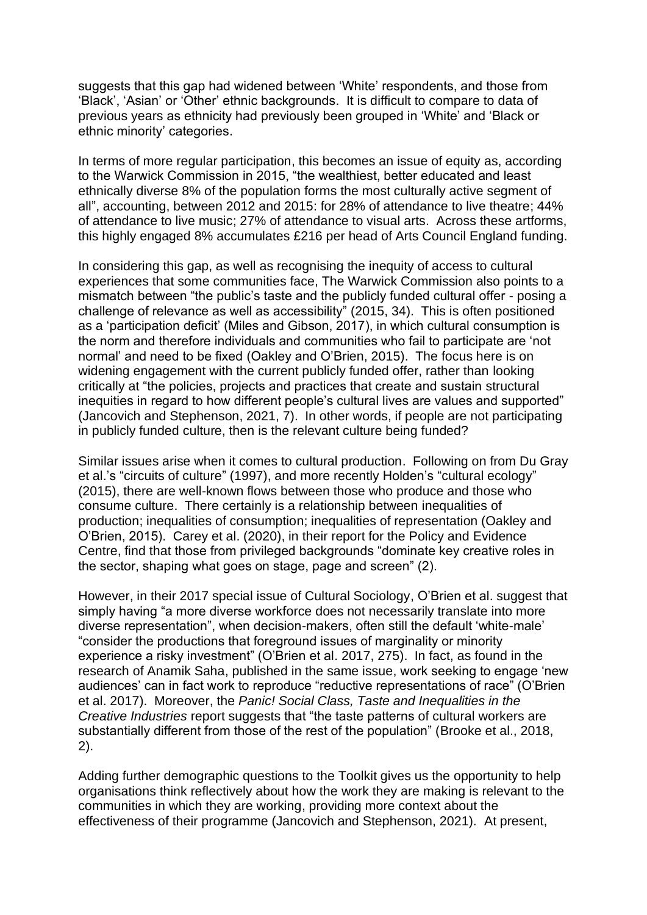suggests that this gap had widened between 'White' respondents, and those from 'Black', 'Asian' or 'Other' ethnic backgrounds. It is difficult to compare to data of previous years as ethnicity had previously been grouped in 'White' and 'Black or ethnic minority' categories.

In terms of more regular participation, this becomes an issue of equity as, according to the Warwick Commission in 2015, "the wealthiest, better educated and least ethnically diverse 8% of the population forms the most culturally active segment of all", accounting, between 2012 and 2015: for 28% of attendance to live theatre; 44% of attendance to live music; 27% of attendance to visual arts. Across these artforms, this highly engaged 8% accumulates £216 per head of Arts Council England funding.

In considering this gap, as well as recognising the inequity of access to cultural experiences that some communities face, The Warwick Commission also points to a mismatch between "the public's taste and the publicly funded cultural offer - posing a challenge of relevance as well as accessibility" (2015, 34). This is often positioned as a 'participation deficit' (Miles and Gibson, 2017), in which cultural consumption is the norm and therefore individuals and communities who fail to participate are 'not normal' and need to be fixed (Oakley and O'Brien, 2015). The focus here is on widening engagement with the current publicly funded offer, rather than looking critically at "the policies, projects and practices that create and sustain structural inequities in regard to how different people's cultural lives are values and supported" (Jancovich and Stephenson, 2021, 7). In other words, if people are not participating in publicly funded culture, then is the relevant culture being funded?

Similar issues arise when it comes to cultural production. Following on from Du Gray et al.'s "circuits of culture" (1997), and more recently Holden's "cultural ecology" (2015), there are well-known flows between those who produce and those who consume culture. There certainly is a relationship between inequalities of production; inequalities of consumption; inequalities of representation (Oakley and O'Brien, 2015). Carey et al. (2020), in their report for the Policy and Evidence Centre, find that those from privileged backgrounds "dominate key creative roles in the sector, shaping what goes on stage, page and screen" (2).

However, in their 2017 special issue of Cultural Sociology, O'Brien et al. suggest that simply having "a more diverse workforce does not necessarily translate into more diverse representation", when decision-makers, often still the default 'white-male' "consider the productions that foreground issues of marginality or minority experience a risky investment" (O'Brien et al. 2017, 275). In fact, as found in the research of Anamik Saha, published in the same issue, work seeking to engage 'new audiences' can in fact work to reproduce "reductive representations of race" (O'Brien et al. 2017). Moreover, the *Panic! Social Class, Taste and Inequalities in the Creative Industries* report suggests that "the taste patterns of cultural workers are substantially different from those of the rest of the population" (Brooke et al., 2018, 2).

Adding further demographic questions to the Toolkit gives us the opportunity to help organisations think reflectively about how the work they are making is relevant to the communities in which they are working, providing more context about the effectiveness of their programme (Jancovich and Stephenson, 2021). At present,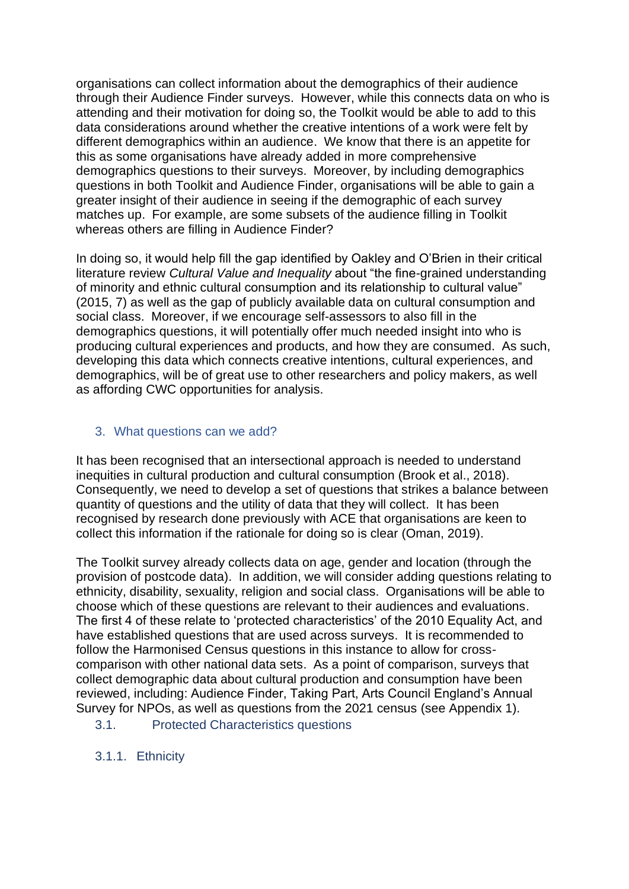organisations can collect information about the demographics of their audience through their Audience Finder surveys. However, while this connects data on who is attending and their motivation for doing so, the Toolkit would be able to add to this data considerations around whether the creative intentions of a work were felt by different demographics within an audience. We know that there is an appetite for this as some organisations have already added in more comprehensive demographics questions to their surveys. Moreover, by including demographics questions in both Toolkit and Audience Finder, organisations will be able to gain a greater insight of their audience in seeing if the demographic of each survey matches up. For example, are some subsets of the audience filling in Toolkit whereas others are filling in Audience Finder?

In doing so, it would help fill the gap identified by Oakley and O'Brien in their critical literature review *Cultural Value and Inequality* about "the fine-grained understanding of minority and ethnic cultural consumption and its relationship to cultural value" (2015, 7) as well as the gap of publicly available data on cultural consumption and social class. Moreover, if we encourage self-assessors to also fill in the demographics questions, it will potentially offer much needed insight into who is producing cultural experiences and products, and how they are consumed. As such, developing this data which connects creative intentions, cultural experiences, and demographics, will be of great use to other researchers and policy makers, as well as affording CWC opportunities for analysis.

## 3. What questions can we add?

It has been recognised that an intersectional approach is needed to understand inequities in cultural production and cultural consumption (Brook et al., 2018). Consequently, we need to develop a set of questions that strikes a balance between quantity of questions and the utility of data that they will collect. It has been recognised by research done previously with ACE that organisations are keen to collect this information if the rationale for doing so is clear (Oman, 2019).

The Toolkit survey already collects data on age, gender and location (through the provision of postcode data). In addition, we will consider adding questions relating to ethnicity, disability, sexuality, religion and social class. Organisations will be able to choose which of these questions are relevant to their audiences and evaluations. The first 4 of these relate to 'protected characteristics' of the 2010 Equality Act, and have established questions that are used across surveys. It is recommended to follow the Harmonised Census questions in this instance to allow for cross-comparison with other national data sets. As a point of comparison, surveys that collect demographic data about cultural production and consumption have been reviewed, including: Audience Finder, Taking Part, Arts Council England's Annual Survey for NPOs, as well as questions from the 2021 census (see Appendix 1).

### 3.1. Protected Characteristics questions

#### 3.1.1. Ethnicity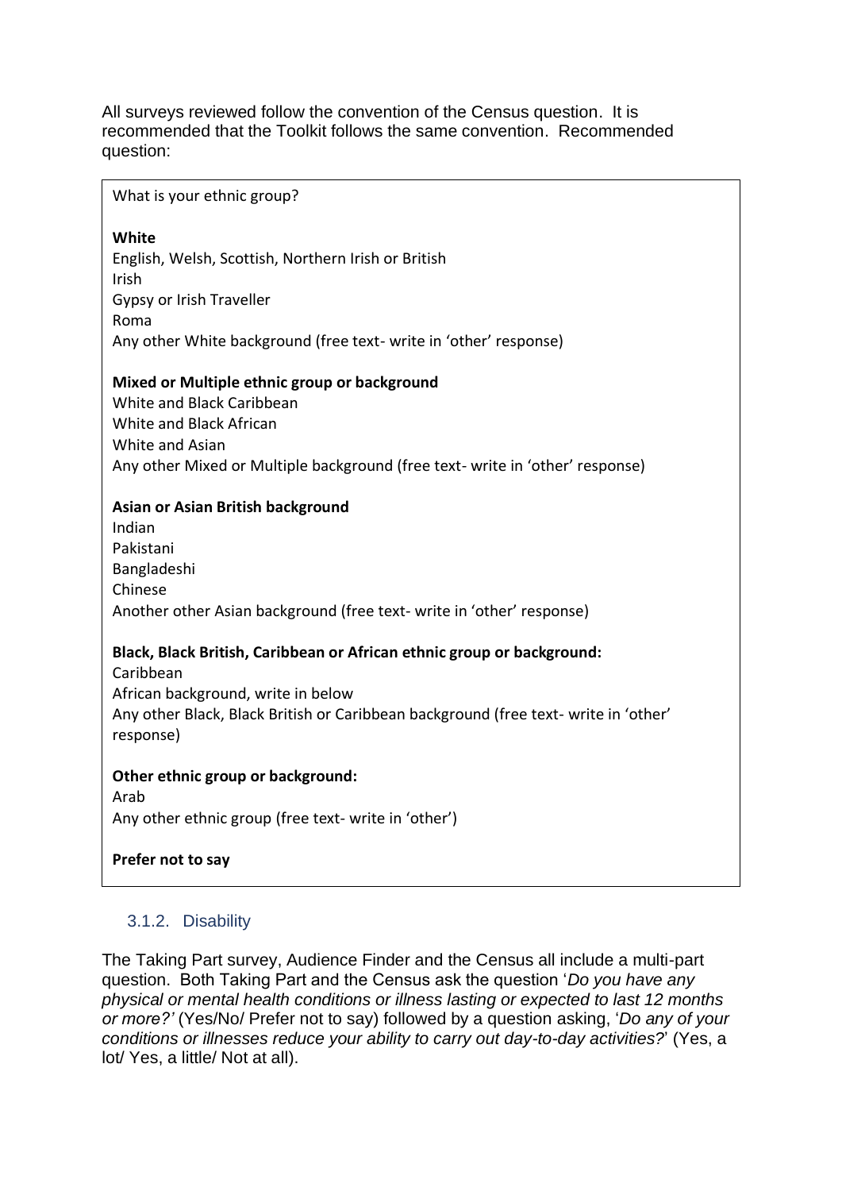All surveys reviewed follow the convention of the Census question. It is recommended that the Toolkit follows the same convention. Recommended question:

What is your ethnic group?

**White**
English, Welsh, Scottish, Northern Irish or British
Irish
Gypsy or Irish Traveller
Roma
Any other White background (free text- write in 'other' response)

**Mixed or Multiple ethnic group or background**
White and Black Caribbean
White and Black African
White and Asian
Any other Mixed or Multiple background (free text- write in 'other' response)

**Asian or Asian British background**
Indian
Pakistani
Bangladeshi
Chinese
Another other Asian background (free text- write in 'other' response)

**Black, Black British, Caribbean or African ethnic group or background:**
Caribbean
African background, write in below
Any other Black, Black British or Caribbean background (free text- write in 'other' response)

**Other ethnic group or background:**
Arab
Any other ethnic group (free text- write in 'other')

**Prefer not to say**

### 3.1.2. Disability

The Taking Part survey, Audience Finder and the Census all include a multi-part question. Both Taking Part and the Census ask the question '*Do you have any physical or mental health conditions or illness lasting or expected to last 12 months or more?'* (Yes/No/ Prefer not to say) followed by a question asking, '*Do any of your conditions or illnesses reduce your ability to carry out day-to-day activities?*' (Yes, a lot/ Yes, a little/ Not at all).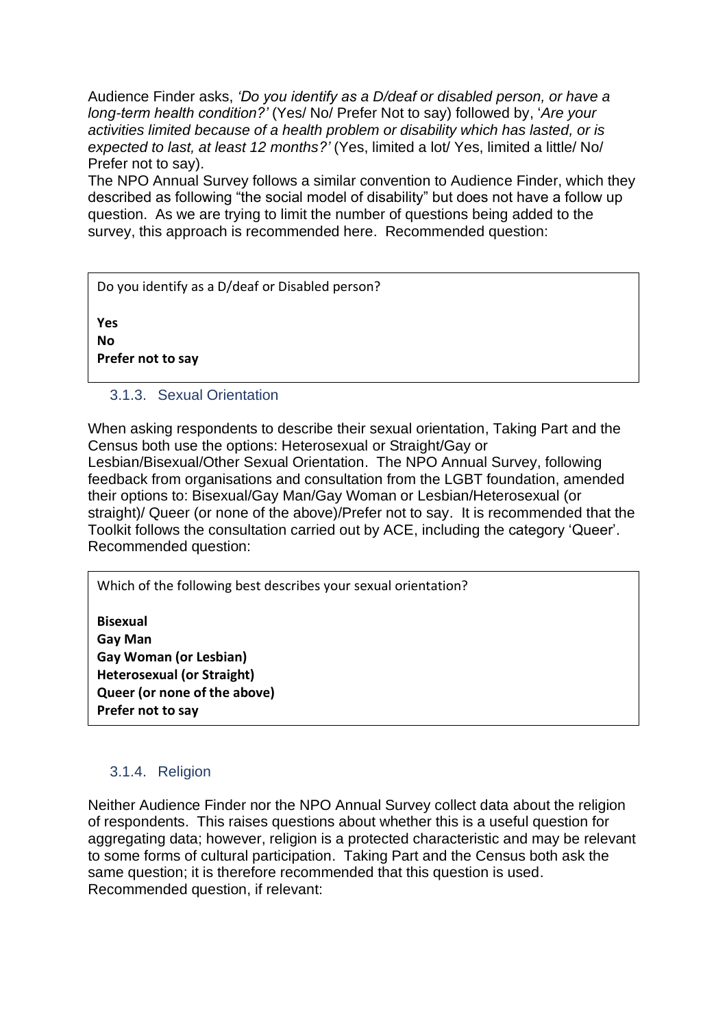Audience Finder asks, *'Do you identify as a D/deaf or disabled person, or have a long-term health condition?'* (Yes/ No/ Prefer Not to say) followed by, '*Are your activities limited because of a health problem or disability which has lasted, or is expected to last, at least 12 months?'* (Yes, limited a lot/ Yes, limited a little/ No/ Prefer not to say).

The NPO Annual Survey follows a similar convention to Audience Finder, which they described as following "the social model of disability" but does not have a follow up question. As we are trying to limit the number of questions being added to the survey, this approach is recommended here. Recommended question:

> Do you identify as a D/deaf or Disabled person?
>
> **Yes**
> **No**
> **Prefer not to say**

### 3.1.3. Sexual Orientation

When asking respondents to describe their sexual orientation, Taking Part and the Census both use the options: Heterosexual or Straight/Gay or Lesbian/Bisexual/Other Sexual Orientation. The NPO Annual Survey, following feedback from organisations and consultation from the LGBT foundation, amended their options to: Bisexual/Gay Man/Gay Woman or Lesbian/Heterosexual (or straight)/ Queer (or none of the above)/Prefer not to say. It is recommended that the Toolkit follows the consultation carried out by ACE, including the category 'Queer'. Recommended question:

> Which of the following best describes your sexual orientation?
>
> **Bisexual**
> **Gay Man**
> **Gay Woman (or Lesbian)**
> **Heterosexual (or Straight)**
> **Queer (or none of the above)**
> **Prefer not to say**

### 3.1.4. Religion

Neither Audience Finder nor the NPO Annual Survey collect data about the religion of respondents. This raises questions about whether this is a useful question for aggregating data; however, religion is a protected characteristic and may be relevant to some forms of cultural participation. Taking Part and the Census both ask the same question; it is therefore recommended that this question is used. Recommended question, if relevant: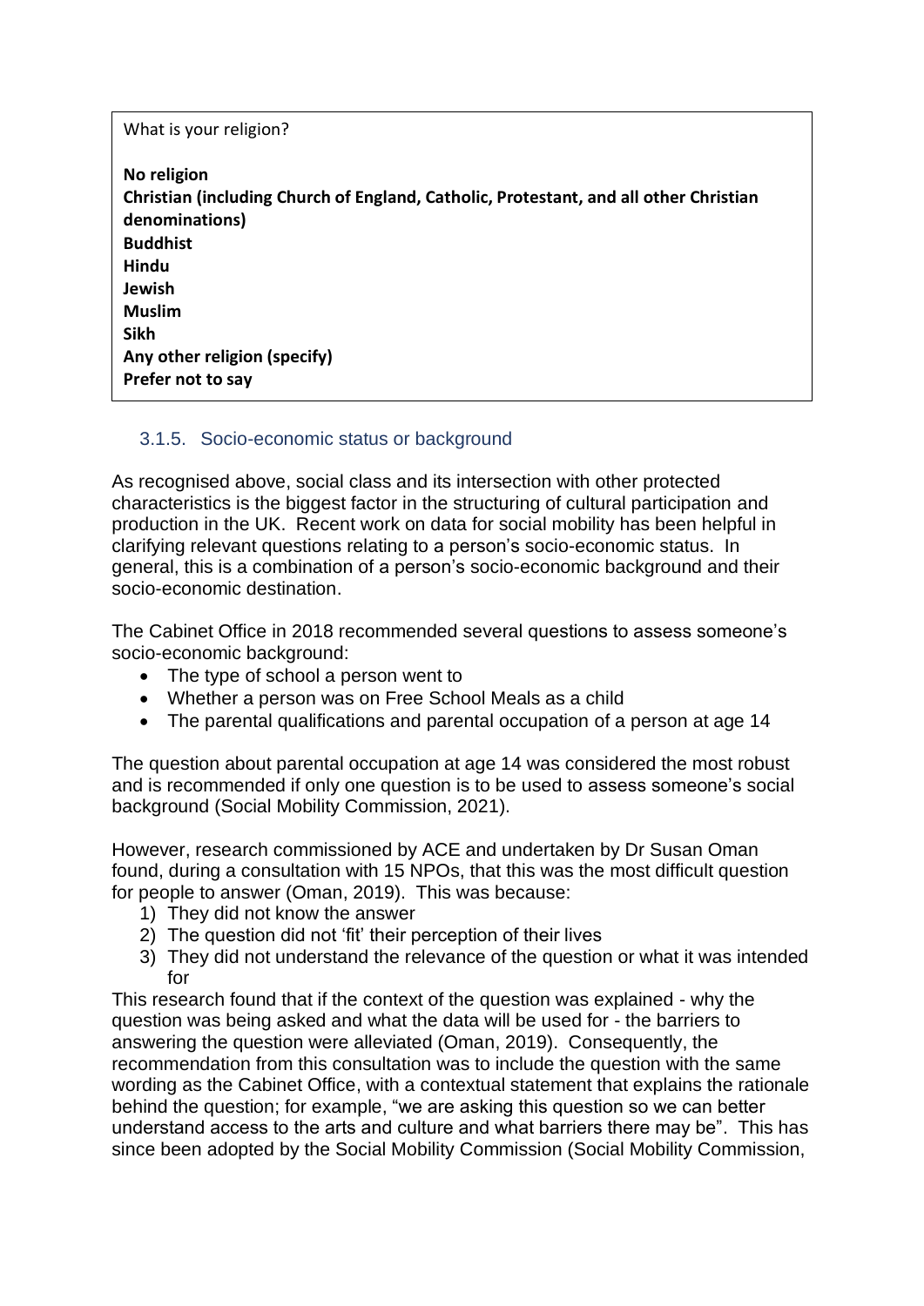What is your religion?

**No religion**
**Christian (including Church of England, Catholic, Protestant, and all other Christian denominations)**
**Buddhist**
**Hindu**
**Jewish**
**Muslim**
**Sikh**
**Any other religion (specify)**
**Prefer not to say**

### 3.1.5. Socio-economic status or background

As recognised above, social class and its intersection with other protected characteristics is the biggest factor in the structuring of cultural participation and production in the UK. Recent work on data for social mobility has been helpful in clarifying relevant questions relating to a person's socio-economic status. In general, this is a combination of a person's socio-economic background and their socio-economic destination.

The Cabinet Office in 2018 recommended several questions to assess someone's socio-economic background:

- The type of school a person went to
- Whether a person was on Free School Meals as a child
- The parental qualifications and parental occupation of a person at age 14

The question about parental occupation at age 14 was considered the most robust and is recommended if only one question is to be used to assess someone's social background (Social Mobility Commission, 2021).

However, research commissioned by ACE and undertaken by Dr Susan Oman found, during a consultation with 15 NPOs, that this was the most difficult question for people to answer (Oman, 2019). This was because:

1) They did not know the answer
2) The question did not 'fit' their perception of their lives
3) They did not understand the relevance of the question or what it was intended for

This research found that if the context of the question was explained - why the question was being asked and what the data will be used for - the barriers to answering the question were alleviated (Oman, 2019). Consequently, the recommendation from this consultation was to include the question with the same wording as the Cabinet Office, with a contextual statement that explains the rationale behind the question; for example, "we are asking this question so we can better understand access to the arts and culture and what barriers there may be". This has since been adopted by the Social Mobility Commission (Social Mobility Commission,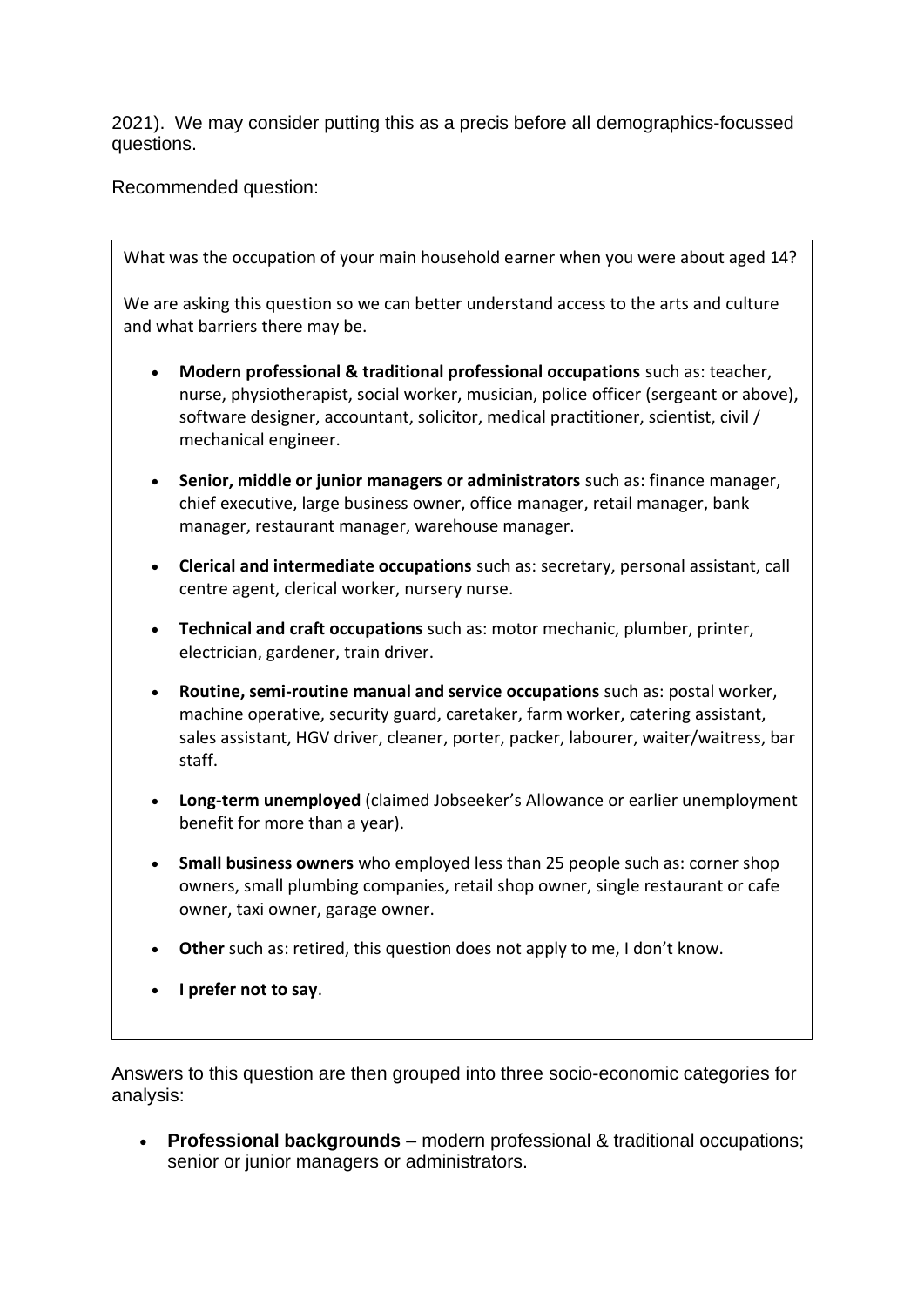2021). We may consider putting this as a precis before all demographics-focussed questions.

Recommended question:

> What was the occupation of your main household earner when you were about aged 14?
>
> We are asking this question so we can better understand access to the arts and culture and what barriers there may be.
>
> - **Modern professional & traditional professional occupations** such as: teacher, nurse, physiotherapist, social worker, musician, police officer (sergeant or above), software designer, accountant, solicitor, medical practitioner, scientist, civil / mechanical engineer.
> - **Senior, middle or junior managers or administrators** such as: finance manager, chief executive, large business owner, office manager, retail manager, bank manager, restaurant manager, warehouse manager.
> - **Clerical and intermediate occupations** such as: secretary, personal assistant, call centre agent, clerical worker, nursery nurse.
> - **Technical and craft occupations** such as: motor mechanic, plumber, printer, electrician, gardener, train driver.
> - **Routine, semi-routine manual and service occupations** such as: postal worker, machine operative, security guard, caretaker, farm worker, catering assistant, sales assistant, HGV driver, cleaner, porter, packer, labourer, waiter/waitress, bar staff.
> - **Long-term unemployed** (claimed Jobseeker's Allowance or earlier unemployment benefit for more than a year).
> - **Small business owners** who employed less than 25 people such as: corner shop owners, small plumbing companies, retail shop owner, single restaurant or cafe owner, taxi owner, garage owner.
> - **Other** such as: retired, this question does not apply to me, I don't know.
> - **I prefer not to say**.

Answers to this question are then grouped into three socio-economic categories for analysis:

- **Professional backgrounds** – modern professional & traditional occupations; senior or junior managers or administrators.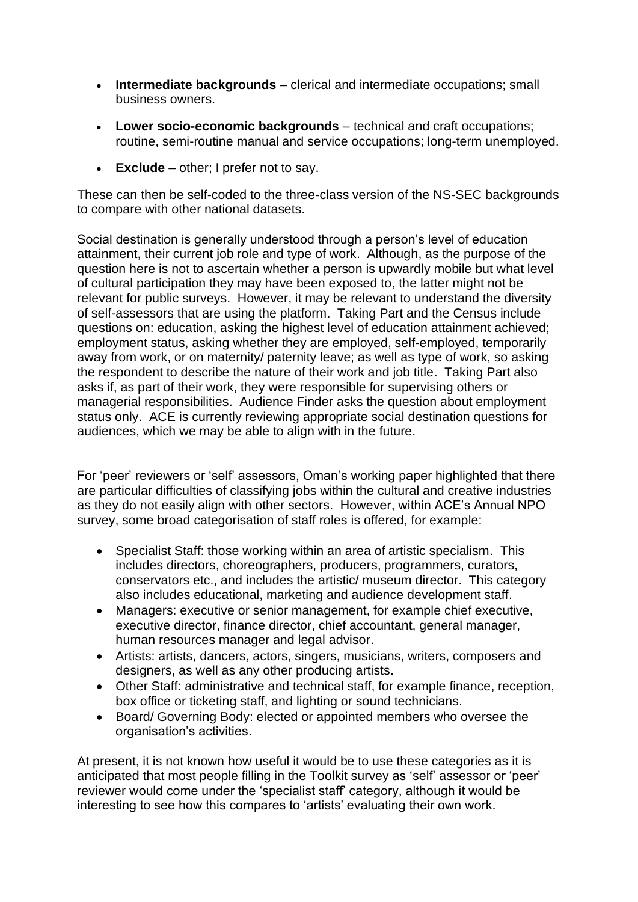- **Intermediate backgrounds** – clerical and intermediate occupations; small business owners.
- **Lower socio-economic backgrounds** – technical and craft occupations; routine, semi-routine manual and service occupations; long-term unemployed.
- **Exclude** – other; I prefer not to say.

These can then be self-coded to the three-class version of the NS-SEC backgrounds to compare with other national datasets.

Social destination is generally understood through a person's level of education attainment, their current job role and type of work. Although, as the purpose of the question here is not to ascertain whether a person is upwardly mobile but what level of cultural participation they may have been exposed to, the latter might not be relevant for public surveys. However, it may be relevant to understand the diversity of self-assessors that are using the platform. Taking Part and the Census include questions on: education, asking the highest level of education attainment achieved; employment status, asking whether they are employed, self-employed, temporarily away from work, or on maternity/ paternity leave; as well as type of work, so asking the respondent to describe the nature of their work and job title. Taking Part also asks if, as part of their work, they were responsible for supervising others or managerial responsibilities. Audience Finder asks the question about employment status only. ACE is currently reviewing appropriate social destination questions for audiences, which we may be able to align with in the future.

For 'peer' reviewers or 'self' assessors, Oman's working paper highlighted that there are particular difficulties of classifying jobs within the cultural and creative industries as they do not easily align with other sectors. However, within ACE's Annual NPO survey, some broad categorisation of staff roles is offered, for example:

- Specialist Staff: those working within an area of artistic specialism. This includes directors, choreographers, producers, programmers, curators, conservators etc., and includes the artistic/ museum director. This category also includes educational, marketing and audience development staff.
- Managers: executive or senior management, for example chief executive, executive director, finance director, chief accountant, general manager, human resources manager and legal advisor.
- Artists: artists, dancers, actors, singers, musicians, writers, composers and designers, as well as any other producing artists.
- Other Staff: administrative and technical staff, for example finance, reception, box office or ticketing staff, and lighting or sound technicians.
- Board/ Governing Body: elected or appointed members who oversee the organisation's activities.

At present, it is not known how useful it would be to use these categories as it is anticipated that most people filling in the Toolkit survey as 'self' assessor or 'peer' reviewer would come under the 'specialist staff' category, although it would be interesting to see how this compares to 'artists' evaluating their own work.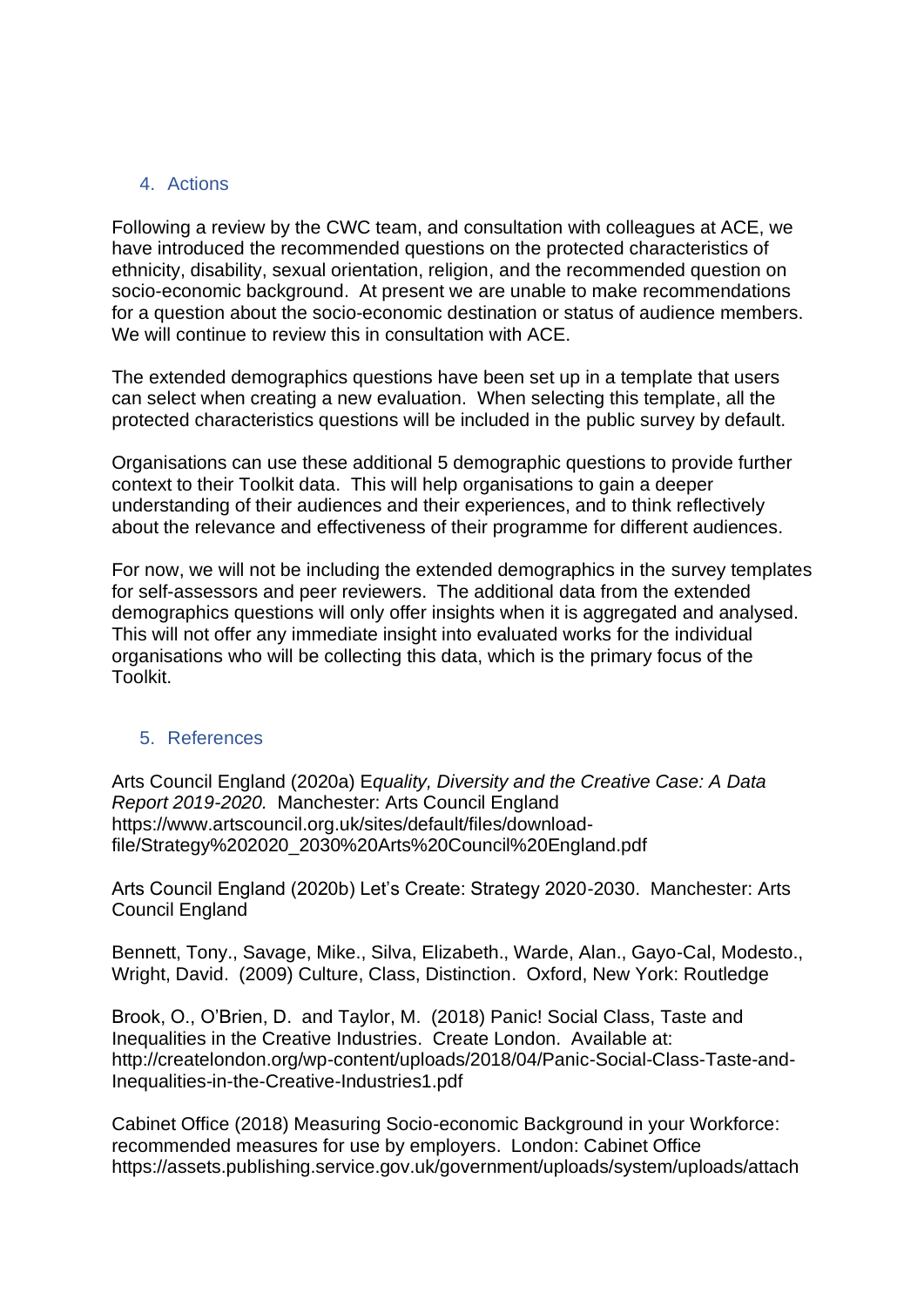## 4. Actions

Following a review by the CWC team, and consultation with colleagues at ACE, we have introduced the recommended questions on the protected characteristics of ethnicity, disability, sexual orientation, religion, and the recommended question on socio-economic background. At present we are unable to make recommendations for a question about the socio-economic destination or status of audience members. We will continue to review this in consultation with ACE.

The extended demographics questions have been set up in a template that users can select when creating a new evaluation. When selecting this template, all the protected characteristics questions will be included in the public survey by default.

Organisations can use these additional 5 demographic questions to provide further context to their Toolkit data. This will help organisations to gain a deeper understanding of their audiences and their experiences, and to think reflectively about the relevance and effectiveness of their programme for different audiences.

For now, we will not be including the extended demographics in the survey templates for self-assessors and peer reviewers. The additional data from the extended demographics questions will only offer insights when it is aggregated and analysed. This will not offer any immediate insight into evaluated works for the individual organisations who will be collecting this data, which is the primary focus of the Toolkit.

## 5. References

Arts Council England (2020a) E*quality, Diversity and the Creative Case: A Data Report 2019-2020.* Manchester: Arts Council England https://www.artscouncil.org.uk/sites/default/files/download-file/Strategy%202020_2030%20Arts%20Council%20England.pdf

Arts Council England (2020b) Let's Create: Strategy 2020-2030. Manchester: Arts Council England

Bennett, Tony., Savage, Mike., Silva, Elizabeth., Warde, Alan., Gayo-Cal, Modesto., Wright, David. (2009) Culture, Class, Distinction. Oxford, New York: Routledge

Brook, O., O'Brien, D. and Taylor, M. (2018) Panic! Social Class, Taste and Inequalities in the Creative Industries. Create London. Available at: http://createlondon.org/wp-content/uploads/2018/04/Panic-Social-Class-Taste-and-Inequalities-in-the-Creative-Industries1.pdf

Cabinet Office (2018) Measuring Socio-economic Background in your Workforce: recommended measures for use by employers. London: Cabinet Office https://assets.publishing.service.gov.uk/government/uploads/system/uploads/attach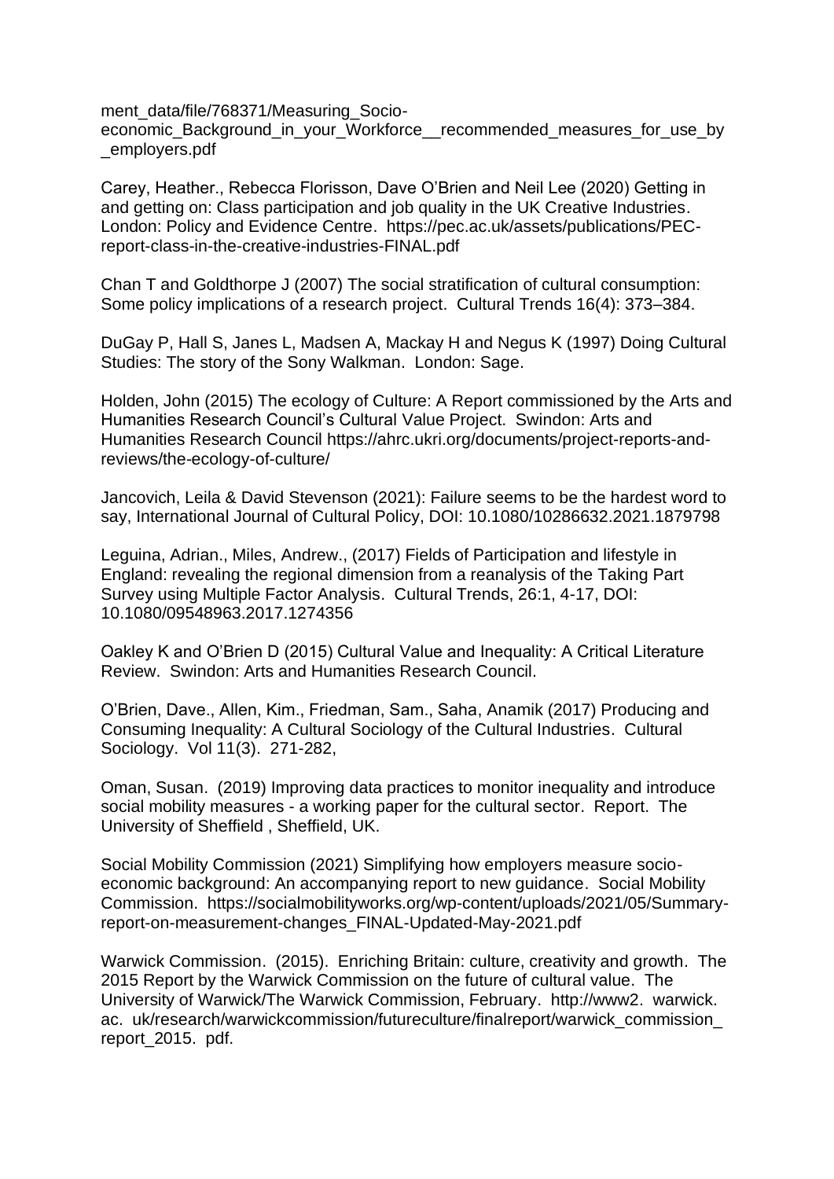ment_data/file/768371/Measuring_Socio-economic_Background_in_your_Workforce__recommended_measures_for_use_by_employers.pdf

Carey, Heather., Rebecca Florisson, Dave O'Brien and Neil Lee (2020) Getting in and getting on: Class participation and job quality in the UK Creative Industries. London: Policy and Evidence Centre. https://pec.ac.uk/assets/publications/PEC-report-class-in-the-creative-industries-FINAL.pdf

Chan T and Goldthorpe J (2007) The social stratification of cultural consumption: Some policy implications of a research project. Cultural Trends 16(4): 373–384.

DuGay P, Hall S, Janes L, Madsen A, Mackay H and Negus K (1997) Doing Cultural Studies: The story of the Sony Walkman. London: Sage.

Holden, John (2015) The ecology of Culture: A Report commissioned by the Arts and Humanities Research Council's Cultural Value Project. Swindon: Arts and Humanities Research Council https://ahrc.ukri.org/documents/project-reports-and-reviews/the-ecology-of-culture/

Jancovich, Leila & David Stevenson (2021): Failure seems to be the hardest word to say, International Journal of Cultural Policy, DOI: 10.1080/10286632.2021.1879798

Leguina, Adrian., Miles, Andrew., (2017) Fields of Participation and lifestyle in England: revealing the regional dimension from a reanalysis of the Taking Part Survey using Multiple Factor Analysis. Cultural Trends, 26:1, 4-17, DOI: 10.1080/09548963.2017.1274356

Oakley K and O'Brien D (2015) Cultural Value and Inequality: A Critical Literature Review. Swindon: Arts and Humanities Research Council.

O'Brien, Dave., Allen, Kim., Friedman, Sam., Saha, Anamik (2017) Producing and Consuming Inequality: A Cultural Sociology of the Cultural Industries. Cultural Sociology. Vol 11(3). 271-282,

Oman, Susan. (2019) Improving data practices to monitor inequality and introduce social mobility measures - a working paper for the cultural sector. Report. The University of Sheffield , Sheffield, UK.

Social Mobility Commission (2021) Simplifying how employers measure socio-economic background: An accompanying report to new guidance. Social Mobility Commission. https://socialmobilityworks.org/wp-content/uploads/2021/05/Summary-report-on-measurement-changes_FINAL-Updated-May-2021.pdf

Warwick Commission. (2015). Enriching Britain: culture, creativity and growth. The 2015 Report by the Warwick Commission on the future of cultural value. The University of Warwick/The Warwick Commission, February. http://www2. warwick. ac. uk/research/warwickcommission/futureculture/finalreport/warwick_commission_report_2015. pdf.